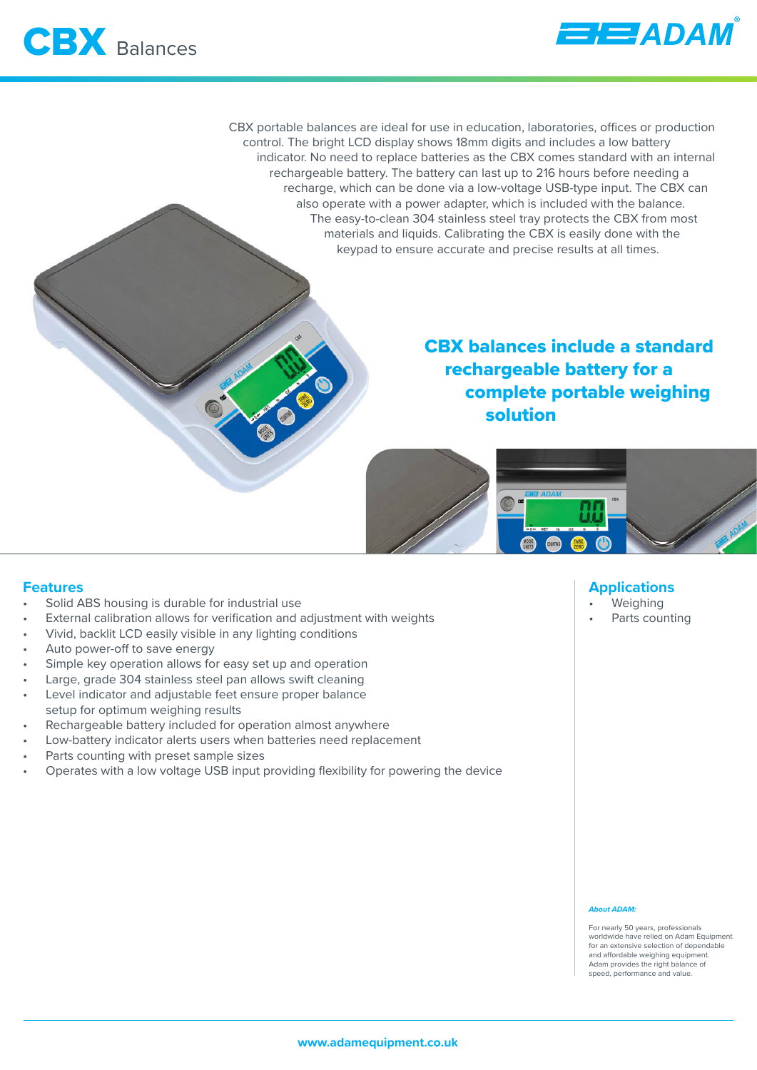# CBX Balances

CBX portable balances are ideal for use in education, laboratories, offices or production control. The bright LCD display shows 18mm digits and includes a low battery indicator. No need to replace batteries as the CBX comes standard with an internal rechargeable battery. The battery can last up to 216 hours before needing a recharge, which can be done via a low-voltage USB-type input. The CBX can also operate with a power adapter, which is included with the balance. The easy-to-clean 304 stainless steel tray protects the CBX from most materials and liquids. Calibrating the CBX is easily done with the keypad to ensure accurate and precise results at all times.

**CBX balances include a standard rechargeable battery for a complete portable weighing solution**

## Features

- Solid ABS housing is durable for industrial use
- External calibration allows for verification and adjustment with weights
- Vivid, backlit LCD easily visible in any lighting conditions
- Auto power-off to save energy
- Simple key operation allows for easy set up and operation
- Large, grade 304 stainless steel pan allows swift cleaning
- Level indicator and adjustable feet ensure proper balance setup for optimum weighing results
- Rechargeable battery included for operation almost anywhere
- Low-battery indicator alerts users when batteries need replacement
- Parts counting with preset sample sizes
- Operates with a low voltage USB input providing flexibility for powering the device

## Applications

- Weighing
- Parts counting

***About ADAM:***

For nearly 50 years, professionals worldwide have relied on Adam Equipment for an extensive selection of dependable and affordable weighing equipment. Adam provides the right balance of speed, performance and value.

www.adamequipment.co.uk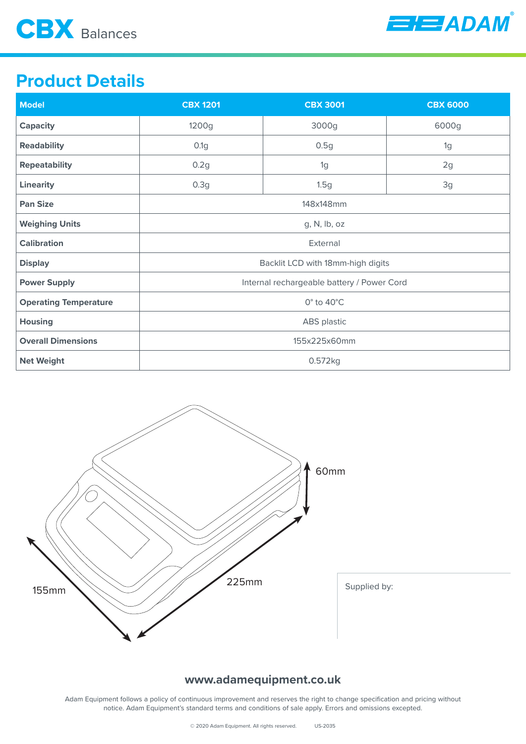# CBX Balances

## Product Details

| Model | CBX 1201 | CBX 3001 | CBX 6000 |
|---|---|---|---|
| Capacity | 1200g | 3000g | 6000g |
| Readability | 0.1g | 0.5g | 1g |
| Repeatability | 0.2g | 1g | 2g |
| Linearity | 0.3g | 1.5g | 3g |
| Pan Size | 148x148mm | | |
| Weighing Units | g, N, lb, oz | | |
| Calibration | External | | |
| Display | Backlit LCD with 18mm-high digits | | |
| Power Supply | Internal rechargeable battery / Power Cord | | |
| Operating Temperature | 0° to 40°C | | |
| Housing | ABS plastic | | |
| Overall Dimensions | 155x225x60mm | | |
| Net Weight | 0.572kg | | |

60mm

225mm

155mm

Supplied by:

**www.adamequipment.co.uk**

Adam Equipment follows a policy of continuous improvement and reserves the right to change specification and pricing without notice. Adam Equipment's standard terms and conditions of sale apply. Errors and omissions excepted.

© 2020 Adam Equipment. All rights reserved. US-2035